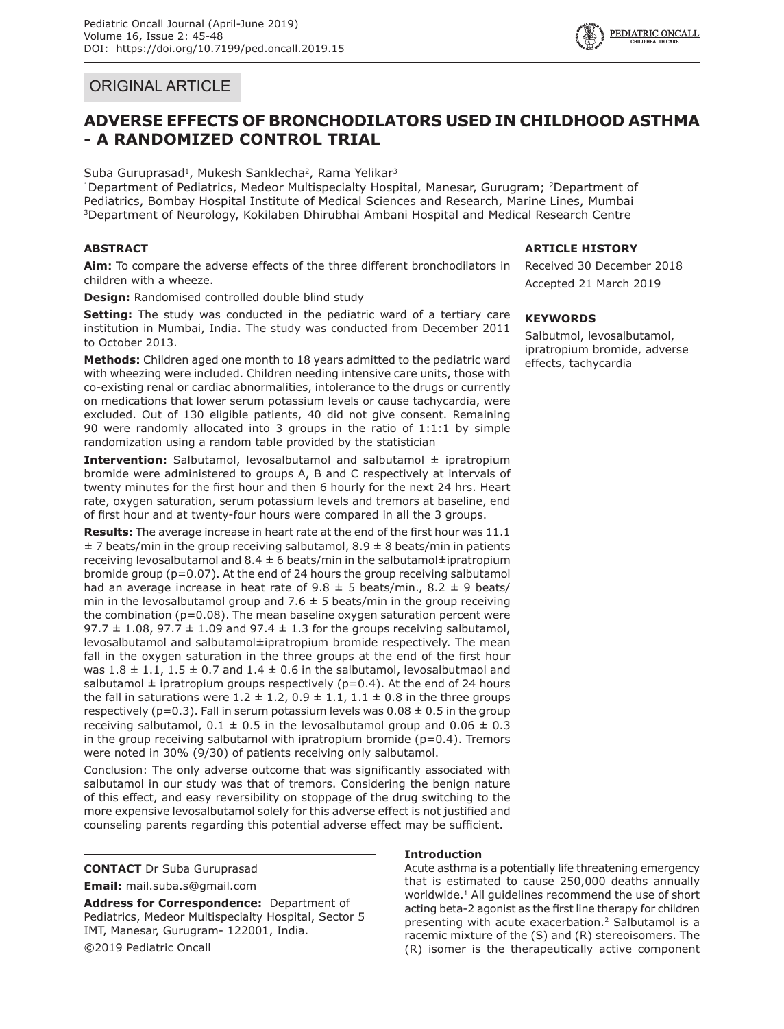ORIGINAL ARTICLE

# ADVERSE EFFECTS OF BRONCHODILATORS USED IN CHILDHOOD ASTHMA - A RANDOMIZED CONTROL TRIAL

Suba Guruprasad[1], Mukesh Sanklecha[2], Rama Yelikar[3]

[1]Department of Pediatrics, Medeor Multispecialty Hospital, Manesar, Gurugram; [2]Department of Pediatrics, Bombay Hospital Institute of Medical Sciences and Research, Marine Lines, Mumbai [3]Department of Neurology, Kokilaben Dhirubhai Ambani Hospital and Medical Research Centre

## ABSTRACT

**Aim:** To compare the adverse effects of the three different bronchodilators in children with a wheeze.

**Design:** Randomised controlled double blind study

**Setting:** The study was conducted in the pediatric ward of a tertiary care institution in Mumbai, India. The study was conducted from December 2011 to October 2013.

**Methods:** Children aged one month to 18 years admitted to the pediatric ward with wheezing were included. Children needing intensive care units, those with co-existing renal or cardiac abnormalities, intolerance to the drugs or currently on medications that lower serum potassium levels or cause tachycardia, were excluded. Out of 130 eligible patients, 40 did not give consent. Remaining 90 were randomly allocated into 3 groups in the ratio of 1:1:1 by simple randomization using a random table provided by the statistician

**Intervention:** Salbutamol, levosalbutamol and salbutamol ± ipratropium bromide were administered to groups A, B and C respectively at intervals of twenty minutes for the first hour and then 6 hourly for the next 24 hrs. Heart rate, oxygen saturation, serum potassium levels and tremors at baseline, end of first hour and at twenty-four hours were compared in all the 3 groups.

**Results:** The average increase in heart rate at the end of the first hour was 11.1 ± 7 beats/min in the group receiving salbutamol, 8.9 ± 8 beats/min in patients receiving levosalbutamol and 8.4 ± 6 beats/min in the salbutamol±ipratropium bromide group (p=0.07). At the end of 24 hours the group receiving salbutamol had an average increase in heat rate of 9.8 ± 5 beats/min., 8.2 ± 9 beats/min in the levosalbutamol group and 7.6 ± 5 beats/min in the group receiving the combination (p=0.08). The mean baseline oxygen saturation percent were 97.7 ± 1.08, 97.7 ± 1.09 and 97.4 ± 1.3 for the groups receiving salbutamol, levosalbutamol and salbutamol±ipratropium bromide respectively. The mean fall in the oxygen saturation in the three groups at the end of the first hour was 1.8 ± 1.1, 1.5 ± 0.7 and 1.4 ± 0.6 in the salbutamol, levosalbutmaol and salbutamol ± ipratropium groups respectively (p=0.4). At the end of 24 hours the fall in saturations were 1.2 ± 1.2, 0.9 ± 1.1, 1.1 ± 0.8 in the three groups respectively (p=0.3). Fall in serum potassium levels was 0.08 ± 0.5 in the group receiving salbutamol, 0.1 ± 0.5 in the levosalbutamol group and 0.06 ± 0.3 in the group receiving salbutamol with ipratropium bromide (p=0.4). Tremors were noted in 30% (9/30) of patients receiving only salbutamol.

Conclusion: The only adverse outcome that was significantly associated with salbutamol in our study was that of tremors. Considering the benign nature of this effect, and easy reversibility solely on stoppage of the drug switching to the more expensive levosalbutamol solely for this adverse effect is not justified and counseling parents regarding this potential adverse effect may be sufficient.

## ARTICLE HISTORY

Received 30 December 2018

Accepted 21 March 2019

## KEYWORDS

Salbutmol, levosalbutamol, ipratropium bromide, adverse effects, tachycardia

**CONTACT** Dr Suba Guruprasad

**Email:** mail.suba.s@gmail.com

**Address for Correspondence:** Department of Pediatrics, Medeor Multispecialty Hospital, Sector 5 IMT, Manesar, Gurugram- 122001, India.

©2019 Pediatric Oncall

## Introduction

Acute asthma is a potentially life threatening emergency that is estimated to cause 250,000 deaths annually worldwide.[1] All guidelines recommend the use of short acting beta-2 agonist as the first line therapy for children presenting with acute exacerbation.[2] Salbutamol is a racemic mixture of the (S) and (R) stereoisomers. The (R) isomer is the therapeutically active component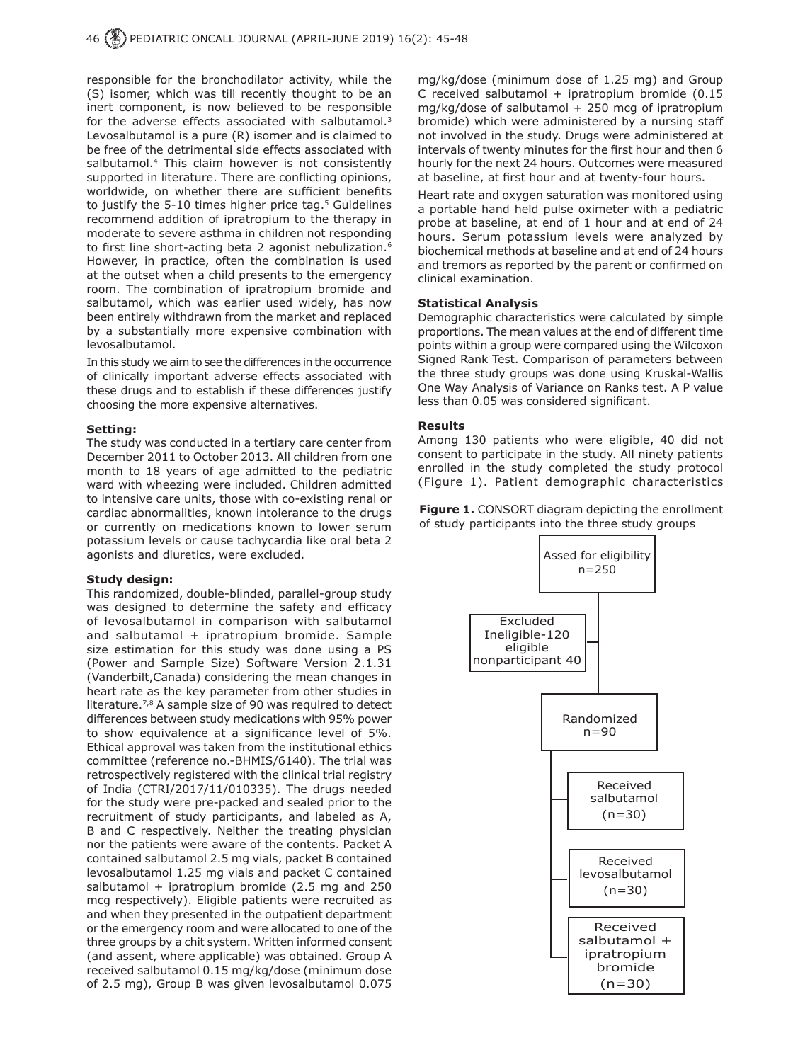responsible for the bronchodilator activity, while the (S) isomer, which was till recently thought to be an inert component, is now believed to be responsible for the adverse effects associated with salbutamol.[3] Levosalbutamol is a pure (R) isomer and is claimed to be free of the detrimental side effects associated with salbutamol.[4] This claim however is not consistently supported in literature. There are conflicting opinions, worldwide, on whether there are sufficient benefits to justify the 5-10 times higher price tag.[5] Guidelines recommend addition of ipratropium to the therapy in moderate to severe asthma in children not responding to first line short-acting beta 2 agonist nebulization.[6] However, in practice, often the combination is used at the outset when a child presents to the emergency room. The combination of ipratropium bromide and salbutamol, which was earlier used widely, has now been entirely withdrawn from the market and replaced by a substantially more expensive combination with levosalbutamol.

In this study we aim to see the differences in the occurrence of clinically important adverse effects associated with these drugs and to establish if these differences justify choosing the more expensive alternatives.

**Setting:**

The study was conducted in a tertiary care center from December 2011 to October 2013. All children from one month to 18 years of age admitted to the pediatric ward with wheezing were included. Children admitted to intensive care units, those with co-existing renal or cardiac abnormalities, known intolerance to the drugs or currently on medications known to lower serum potassium levels or cause tachycardia like oral beta 2 agonists and diuretics, were excluded.

**Study design:**

This randomized, double-blinded, parallel-group study was designed to determine the safety and efficacy of levosalbutamol in comparison with salbutamol and salbutamol + ipratropium bromide. Sample size estimation for this study was done using a PS (Power and Sample Size) Software Version 2.1.31 (Vanderbilt,Canada) considering the mean changes in heart rate as the key parameter from other studies in literature.[7,8] A sample size of 90 was required to detect differences between study medications with 95% power to show equivalence at a significance level of 5%. Ethical approval was taken from the institutional ethics committee (reference no.-BHMIS/6140). The trial was retrospectively registered with the clinical trial registry of India (CTRI/2017/11/010335). The drugs needed for the study were pre-packed and sealed prior to the recruitment of study participants, and labeled as A, B and C respectively. Neither the treating physician nor the patients were aware of the contents. Packet A contained salbutamol 2.5 mg vials, packet B contained levosalbutamol 1.25 mg vials and packet C contained salbutamol + ipratropium bromide (2.5 mg and 250 mcg respectively). Eligible patients were recruited as and when they presented in the outpatient department or the emergency room and were allocated to one of the three groups by a chit system. Written informed consent (and assent, where applicable) was obtained. Group A received salbutamol 0.15 mg/kg/dose (minimum dose of 2.5 mg), Group B was given levosalbutamol 0.075 mg/kg/dose (minimum dose of 1.25 mg) and Group C received salbutamol + ipratropium bromide (0.15 mg/kg/dose of salbutamol + 250 mcg of ipratropium bromide) which were administered by a nursing staff not involved in the study. Drugs were administered at intervals of twenty minutes for the first hour and then 6 hourly for the next 24 hours. Outcomes were measured at baseline, at first hour and at twenty-four hours.

Heart rate and oxygen saturation was monitored using a portable hand held pulse oximeter with a pediatric probe at baseline, at end of 1 hour and at end of 24 hours. Serum potassium levels were analyzed by biochemical methods at baseline and at end of 24 hours and tremors as reported by the parent or confirmed on clinical examination.

**Statistical Analysis**

Demographic characteristics were calculated by simple proportions. The mean values at the end of different time points within a group were compared using the Wilcoxon Signed Rank Test. Comparison of parameters between the three study groups was done using Kruskal-Wallis One Way Analysis of Variance on Ranks test. A P value less than 0.05 was considered significant.

**Results**

Among 130 patients who were eligible, 40 did not consent to participate in the study. All ninety patients enrolled in the study completed the study protocol (Figure 1). Patient demographic characteristics

**Figure 1.** CONSORT diagram depicting the enrollment of study participants into the three study groups

Assed for eligibility n=250

Excluded: Ineligible-120, eligible nonparticipant 40

Randomized n=90

- Received salbutamol (n=30)
- Received levosalbutamol (n=30)
- Received salbutamol + ipratropium bromide (n=30)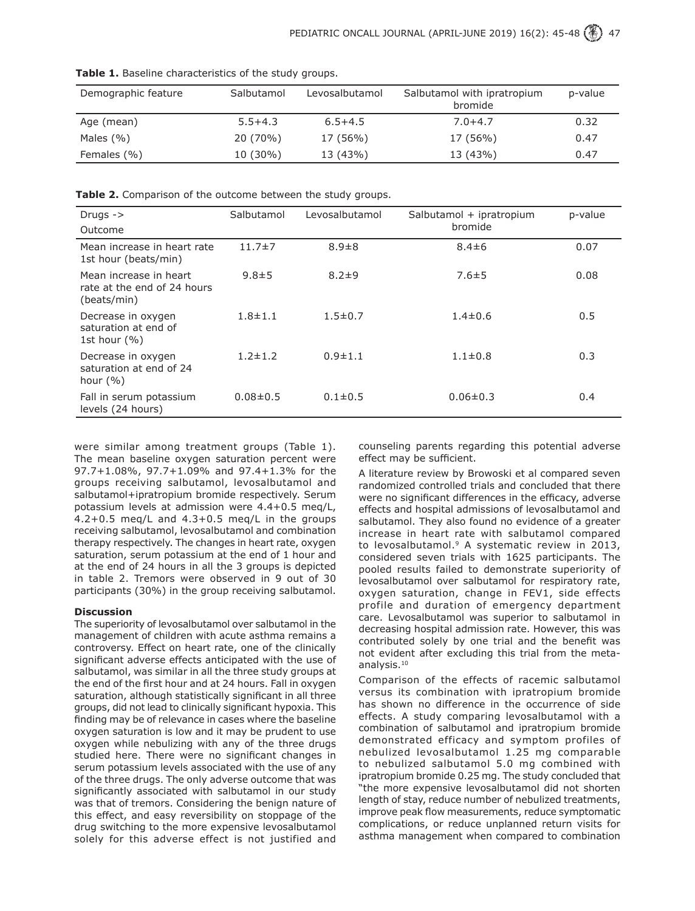**Table 1.** Baseline characteristics of the study groups.

| Demographic feature | Salbutamol | Levosalbutamol | Salbutamol with ipratropium bromide | p-value |
|---|---|---|---|---|
| Age (mean) | 5.5+4.3 | 6.5+4.5 | 7.0+4.7 | 0.32 |
| Males (%) | 20 (70%) | 17 (56%) | 17 (56%) | 0.47 |
| Females (%) | 10 (30%) | 13 (43%) | 13 (43%) | 0.47 |

**Table 2.** Comparison of the outcome between the study groups.

| Drugs -> Outcome | Salbutamol | Levosalbutamol | Salbutamol + ipratropium bromide | p-value |
|---|---|---|---|---|
| Mean increase in heart rate 1st hour (beats/min) | 11.7±7 | 8.9±8 | 8.4±6 | 0.07 |
| Mean increase in heart rate at the end of 24 hours (beats/min) | 9.8±5 | 8.2±9 | 7.6±5 | 0.08 |
| Decrease in oxygen saturation at end of 1st hour (%) | 1.8±1.1 | 1.5±0.7 | 1.4±0.6 | 0.5 |
| Decrease in oxygen saturation at end of 24 hour (%) | 1.2±1.2 | 0.9±1.1 | 1.1±0.8 | 0.3 |
| Fall in serum potassium levels (24 hours) | 0.08±0.5 | 0.1±0.5 | 0.06±0.3 | 0.4 |

were similar among treatment groups (Table 1). The mean baseline oxygen saturation percent were 97.7+1.08%, 97.7+1.09% and 97.4+1.3% for the groups receiving salbutamol, levosalbutamol and salbutamol+ipratropium bromide respectively. Serum potassium levels at admission were 4.4+0.5 meq/L, 4.2+0.5 meq/L and 4.3+0.5 meq/L in the groups receiving salbutamol, levosalbutamol and combination therapy respectively. The changes in heart rate, oxygen saturation, serum potassium at the end of 1 hour and at the end of 24 hours in all the 3 groups is depicted in table 2. Tremors were observed in 9 out of 30 participants (30%) in the group receiving salbutamol.

**Discussion**

The superiority of levosalbutamol over salbutamol in the management of children with acute asthma remains a controversy. Effect on heart rate, one of the clinically significant adverse effects anticipated with the use of salbutamol, was similar in all the three study groups at the end of the first hour and at 24 hours. Fall in oxygen saturation, although statistically significant in all three groups, did not lead to clinically significant hypoxia. This finding may be of relevance in cases where the baseline oxygen saturation is low and it may be prudent to use oxygen while nebulizing with any of the three drugs studied here. There were no significant changes in serum potassium levels associated with the use of any of the three drugs. The only adverse outcome that was significantly associated with salbutamol in our study was that of tremors. Considering the benign nature of this effect, and easy reversibility on stoppage of the drug switching to the more expensive levosalbutamol solely for this adverse effect is not justified and counseling parents regarding this potential adverse effect may be sufficient.

A literature review by Browoski et al compared seven randomized controlled trials and concluded that there were no significant differences in the efficacy, adverse effects and hospital admissions of levosalbutamol and salbutamol. They also found no evidence of a greater increase in heart rate with salbutamol compared to levosalbutamol.[9] A systematic review in 2013, considered seven trials with 1625 participants. The pooled results failed to demonstrate superiority of levosalbutamol over salbutamol for respiratory rate, oxygen saturation, change in FEV1, side effects profile and duration of emergency department care. Levosalbutamol was superior to salbutamol in decreasing hospital admission rate. However, this was contributed solely by one trial and the benefit was not evident after excluding this trial from the meta-analysis.[10]

Comparison of the effects of racemic salbutamol versus its combination with ipratropium bromide has shown no difference in the occurrence of side effects. A study comparing levosalbutamol with a combination of salbutamol and ipratropium bromide demonstrated efficacy and symptom profiles of nebulized levosalbutamol 1.25 mg comparable to nebulized salbutamol 5.0 mg combined with ipratropium bromide 0.25 mg. The study concluded that "the more expensive levosalbutamol did not shorten length of stay, reduce number of nebulized treatments, improve peak flow measurements, reduce symptomatic complications, or reduce unplanned return visits for asthma management when compared to combination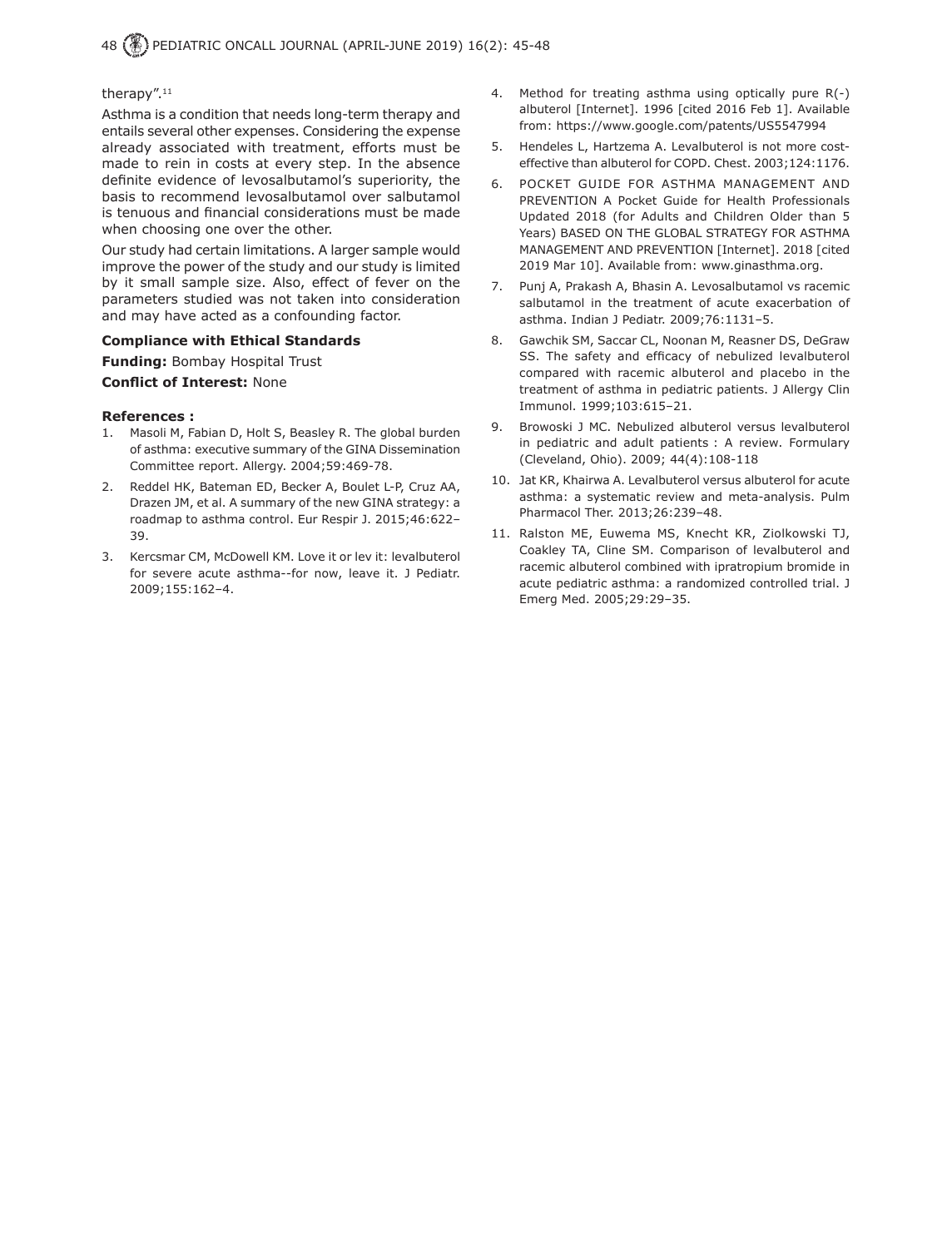therapy".[11]

Asthma is a condition that needs long-term therapy and entails several other expenses. Considering the expense already associated with treatment, efforts must be made to rein in costs at every step. In the absence definite evidence of levosalbutamol's superiority, the basis to recommend levosalbutamol over salbutamol is tenuous and financial considerations must be made when choosing one over the other.

Our study had certain limitations. A larger sample would improve the power of the study and our study is limited by it small sample size. Also, effect of fever on the parameters studied was not taken into consideration and may have acted as a confounding factor.

**Compliance with Ethical Standards**

**Funding:** Bombay Hospital Trust

**Conflict of Interest:** None

**References :**

1. Masoli M, Fabian D, Holt S, Beasley R. The global burden of asthma: executive summary of the GINA Dissemination Committee report. Allergy. 2004;59:469-78.
2. Reddel HK, Bateman ED, Becker A, Boulet L-P, Cruz AA, Drazen JM, et al. A summary of the new GINA strategy: a roadmap to asthma control. Eur Respir J. 2015;46:622–39.
3. Kercsmar CM, McDowell KM. Love it or lev it: levalbuterol for severe acute asthma--for now, leave it. J Pediatr. 2009;155:162–4.
4. Method for treating asthma using optically pure R(-) albuterol [Internet]. 1996 [cited 2016 Feb 1]. Available from: https://www.google.com/patents/US5547994
5. Hendeles L, Hartzema A. Levalbuterol is not more cost-effective than albuterol for COPD. Chest. 2003;124:1176.
6. POCKET GUIDE FOR ASTHMA MANAGEMENT AND PREVENTION A Pocket Guide for Health Professionals Updated 2018 (for Adults and Children Older than 5 Years) BASED ON THE GLOBAL STRATEGY FOR ASTHMA MANAGEMENT AND PREVENTION [Internet]. 2018 [cited 2019 Mar 10]. Available from: www.ginasthma.org.
7. Punj A, Prakash A, Bhasin A. Levosalbutamol vs racemic salbutamol in the treatment of acute exacerbation of asthma. Indian J Pediatr. 2009;76:1131–5.
8. Gawchik SM, Saccar CL, Noonan M, Reasner DS, DeGraw SS. The safety and efficacy of nebulized levalbuterol compared with racemic albuterol and placebo in the treatment of asthma in pediatric patients. J Allergy Clin Immunol. 1999;103:615–21.
9. Browoski J MC. Nebulized albuterol versus levalbuterol in pediatric and adult patients : A review. Formulary (Cleveland, Ohio). 2009; 44(4):108-118
10. Jat KR, Khairwa A. Levalbuterol versus albuterol for acute asthma: a systematic review and meta-analysis. Pulm Pharmacol Ther. 2013;26:239–48.
11. Ralston ME, Euwema MS, Knecht KR, Ziolkowski TJ, Coakley TA, Cline SM. Comparison of levalbuterol and racemic albuterol combined with ipratropium bromide in acute pediatric asthma: a randomized controlled trial. J Emerg Med. 2005;29:29–35.